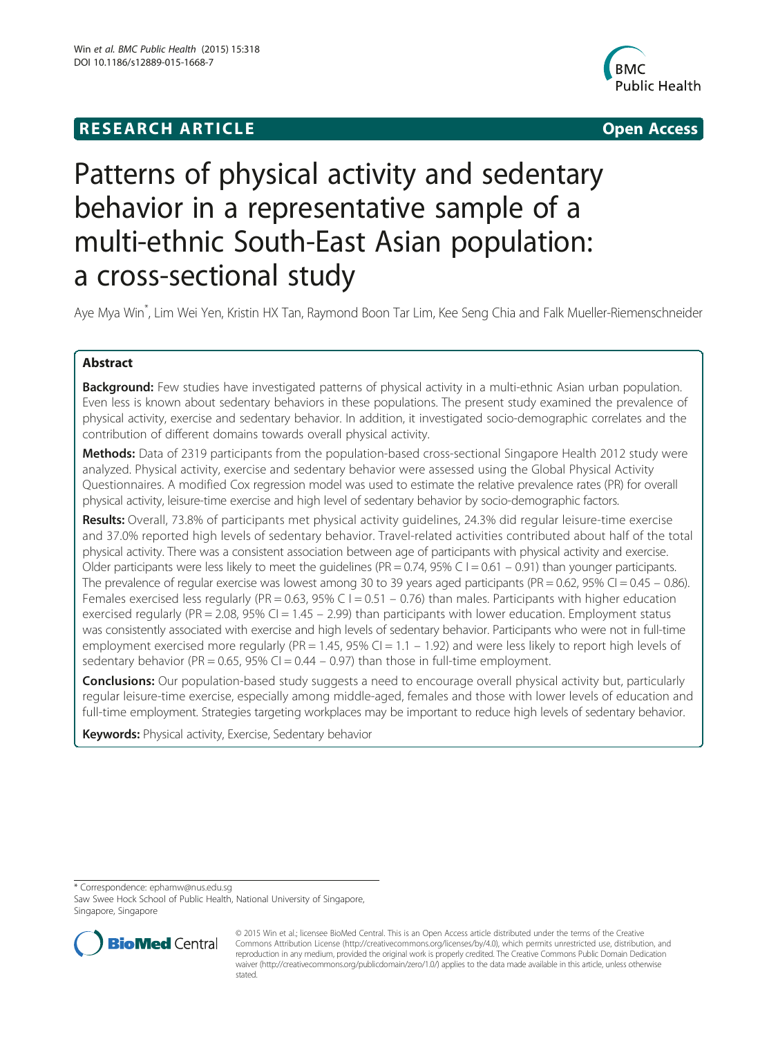**RESEARCH ARTICLE** **Open Access**

# Patterns of physical activity and sedentary behavior in a representative sample of a multi-ethnic South-East Asian population: a cross-sectional study

Aye Mya Win*, Lim Wei Yen, Kristin HX Tan, Raymond Boon Tar Lim, Kee Seng Chia and Falk Mueller-Riemenschneider

## Abstract

**Background:** Few studies have investigated patterns of physical activity in a multi-ethnic Asian urban population. Even less is known about sedentary behaviors in these populations. The present study examined the prevalence of physical activity, exercise and sedentary behavior. In addition, it investigated socio-demographic correlates and the contribution of different domains towards overall physical activity.

**Methods:** Data of 2319 participants from the population-based cross-sectional Singapore Health 2012 study were analyzed. Physical activity, exercise and sedentary behavior were assessed using the Global Physical Activity Questionnaires. A modified Cox regression model was used to estimate the relative prevalence rates (PR) for overall physical activity, leisure-time exercise and high level of sedentary behavior by socio-demographic factors.

**Results:** Overall, 73.8% of participants met physical activity guidelines, 24.3% did regular leisure-time exercise and 37.0% reported high levels of sedentary behavior. Travel-related activities contributed about half of the total physical activity. There was a consistent association between age of participants with physical activity and exercise. Older participants were less likely to meet the guidelines (PR = 0.74, 95% C I = 0.61 – 0.91) than younger participants. The prevalence of regular exercise was lowest among 30 to 39 years aged participants (PR = 0.62, 95% CI = 0.45 – 0.86). Females exercised less regularly (PR = 0.63, 95% C I = 0.51 – 0.76) than males. Participants with higher education exercised regularly (PR = 2.08, 95% CI = 1.45 – 2.99) than participants with lower education. Employment status was consistently associated with exercise and high levels of sedentary behavior. Participants who were not in full-time employment exercised more regularly (PR = 1.45, 95% CI = 1.1 – 1.92) and were less likely to report high levels of sedentary behavior (PR = 0.65, 95% CI = 0.44 – 0.97) than those in full-time employment.

**Conclusions:** Our population-based study suggests a need to encourage overall physical activity but, particularly regular leisure-time exercise, especially among middle-aged, females and those with lower levels of education and full-time employment. Strategies targeting workplaces may be important to reduce high levels of sedentary behavior.

**Keywords:** Physical activity, Exercise, Sedentary behavior

\* Correspondence: ephamw@nus.edu.sg
Saw Swee Hock School of Public Health, National University of Singapore, Singapore, Singapore

© 2015 Win et al.; licensee BioMed Central. This is an Open Access article distributed under the terms of the Creative Commons Attribution License (http://creativecommons.org/licenses/by/4.0), which permits unrestricted use, distribution, and reproduction in any medium, provided the original work is properly credited. The Creative Commons Public Domain Dedication waiver (http://creativecommons.org/publicdomain/zero/1.0/) applies to the data made available in this article, unless otherwise stated.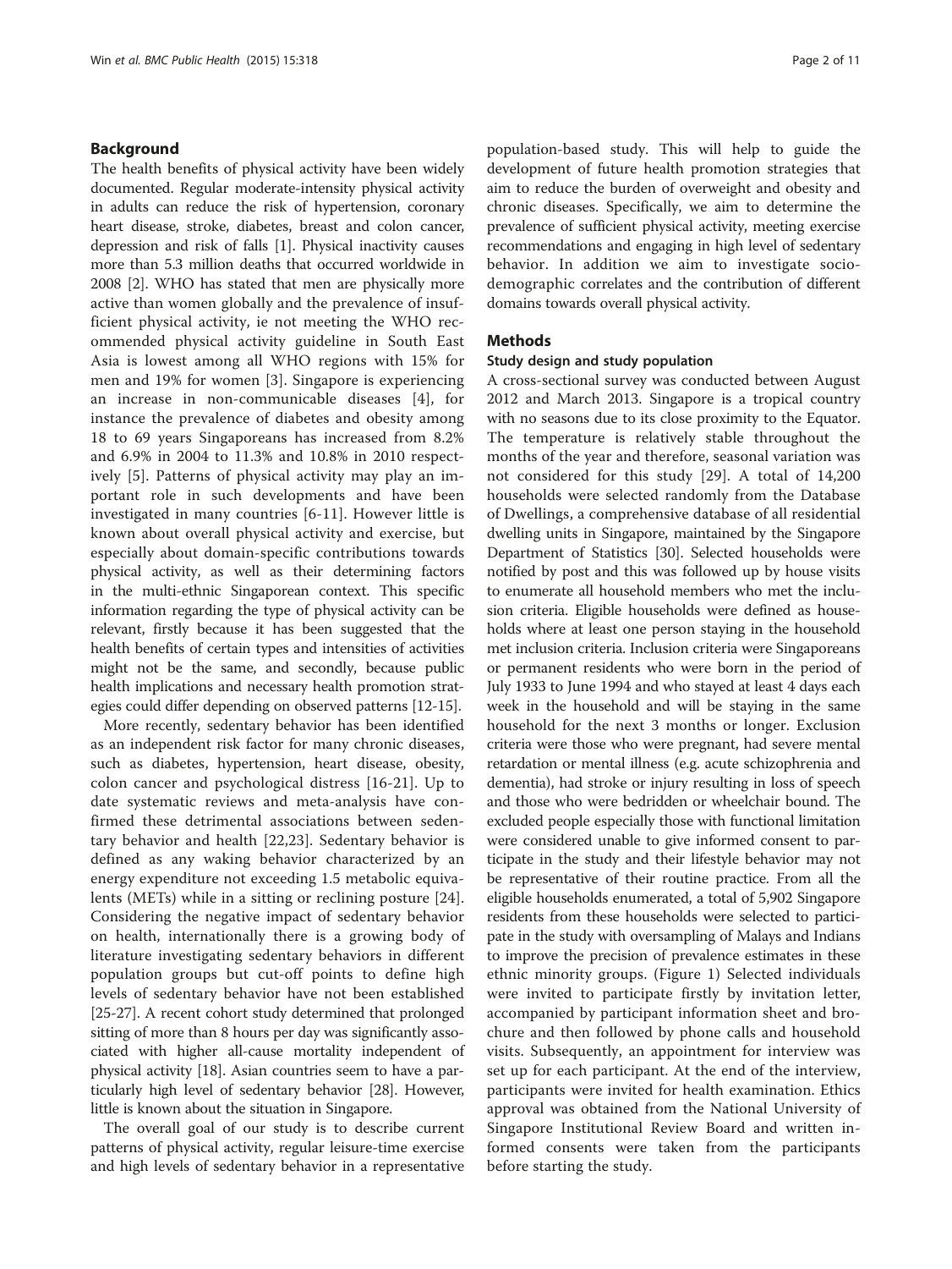## Background

The health benefits of physical activity have been widely documented. Regular moderate-intensity physical activity in adults can reduce the risk of hypertension, coronary heart disease, stroke, diabetes, breast and colon cancer, depression and risk of falls [1]. Physical inactivity causes more than 5.3 million deaths that occurred worldwide in 2008 [2]. WHO has stated that men are physically more active than women globally and the prevalence of insufficient physical activity, ie not meeting the WHO recommended physical activity guideline in South East Asia is lowest among all WHO regions with 15% for men and 19% for women [3]. Singapore is experiencing an increase in non-communicable diseases [4], for instance the prevalence of diabetes and obesity among 18 to 69 years Singaporeans has increased from 8.2% and 6.9% in 2004 to 11.3% and 10.8% in 2010 respectively [5]. Patterns of physical activity may play an important role in such developments and have been investigated in many countries [6-11]. However little is known about overall physical activity and exercise, but especially about domain-specific contributions towards physical activity, as well as their determining factors in the multi-ethnic Singaporean context. This specific information regarding the type of physical activity can be relevant, firstly because it has been suggested that the health benefits of certain types and intensities of activities might not be the same, and secondly, because public health implications and necessary health promotion strategies could differ depending on observed patterns [12-15].

More recently, sedentary behavior has been identified as an independent risk factor for many chronic diseases, such as diabetes, hypertension, heart disease, obesity, colon cancer and psychological distress [16-21]. Up to date systematic reviews and meta-analysis have confirmed these detrimental associations between sedentary behavior and health [22,23]. Sedentary behavior is defined as any waking behavior characterized by an energy expenditure not exceeding 1.5 metabolic equivalents (METs) while in a sitting or reclining posture [24]. Considering the negative impact of sedentary behavior on health, internationally there is a growing body of literature investigating sedentary behaviors in different population groups but cut-off points to define high levels of sedentary behavior have not been established [25-27]. A recent cohort study determined that prolonged sitting of more than 8 hours per day was significantly associated with higher all-cause mortality independent of physical activity [18]. Asian countries seem to have a particularly high level of sedentary behavior [28]. However, little is known about the situation in Singapore.

The overall goal of our study is to describe current patterns of physical activity, regular leisure-time exercise and high levels of sedentary behavior in a representative population-based study. This will help to guide the development of future health promotion strategies that aim to reduce the burden of overweight and obesity and chronic diseases. Specifically, we aim to determine the prevalence of sufficient physical activity, meeting exercise recommendations and engaging in high level of sedentary behavior. In addition we aim to investigate sociodemographic correlates and the contribution of different domains towards overall physical activity.

## Methods

### Study design and study population

A cross-sectional survey was conducted between August 2012 and March 2013. Singapore is a tropical country with no seasons due to its close proximity to the Equator. The temperature is relatively stable throughout the months of the year and therefore, seasonal variation was not considered for this study [29]. A total of 14,200 households were selected randomly from the Database of Dwellings, a comprehensive database of all residential dwelling units in Singapore, maintained by the Singapore Department of Statistics [30]. Selected households were notified by post and this was followed up by house visits to enumerate all household members who met the inclusion criteria. Eligible households were defined as households where at least one person staying in the household met inclusion criteria. Inclusion criteria were Singaporeans or permanent residents who were born in the period of July 1933 to June 1994 and who stayed at least 4 days each week in the household and will be staying in the same household for the next 3 months or longer. Exclusion criteria were those who were pregnant, had severe mental retardation or mental illness (e.g. acute schizophrenia and dementia), had stroke or injury resulting in loss of speech and those who were bedridden or wheelchair bound. The excluded people especially those with functional limitation were considered unable to give informed consent to participate in the study and their lifestyle behavior may not be representative of their routine practice. From all the eligible households enumerated, a total of 5,902 Singapore residents from these households were selected to participate in the study with oversampling of Malays and Indians to improve the precision of prevalence estimates in these ethnic minority groups. (Figure 1) Selected individuals were invited to participate firstly by invitation letter, accompanied by participant information sheet and brochure and then followed by phone calls and household visits. Subsequently, an appointment for interview was set up for each participant. At the end of the interview, participants were invited for health examination. Ethics approval was obtained from the National University of Singapore Institutional Review Board and written informed consents were taken from the participants before starting the study.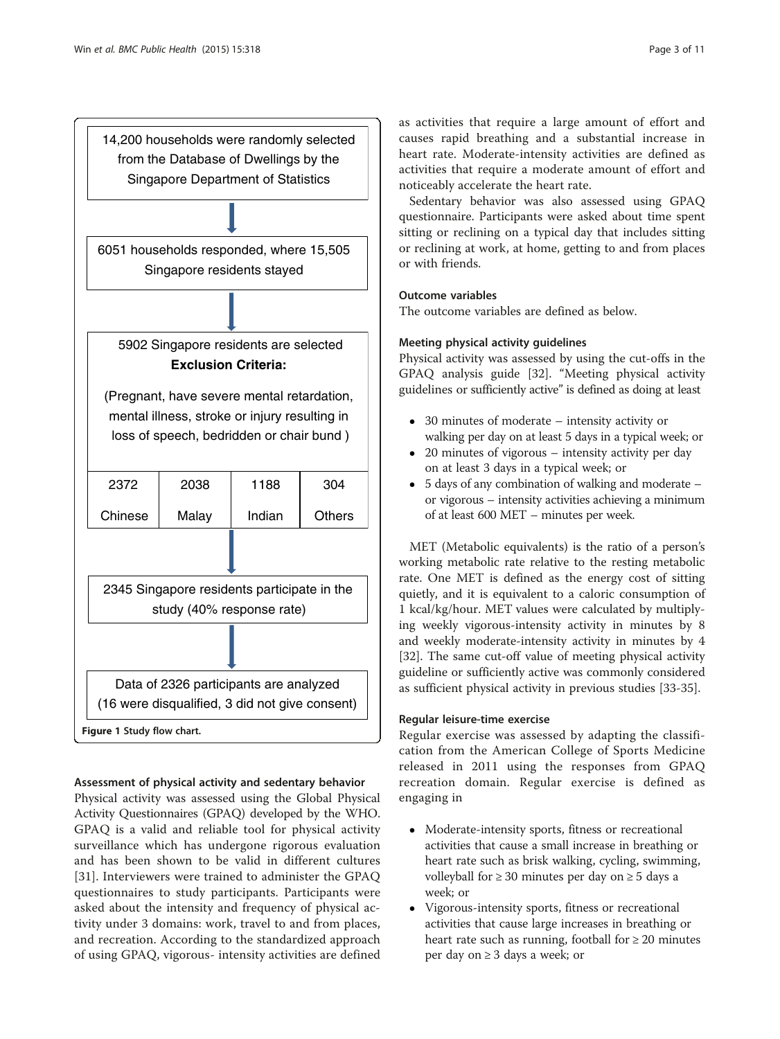14,200 households were randomly selected from the Database of Dwellings by the Singapore Department of Statistics

↓

6051 households responded, where 15,505 Singapore residents stayed

↓

5902 Singapore residents are selected

**Exclusion Criteria:**

(Pregnant, have severe mental retardation, mental illness, stroke or injury resulting in loss of speech, bedridden or chair bund )

| 2372 | 2038 | 1188 | 304 |
|---|---|---|---|
| Chinese | Malay | Indian | Others |

↓

2345 Singapore residents participate in the study (40% response rate)

↓

Data of 2326 participants are analyzed (16 were disqualified, 3 did not give consent)

**Figure 1** Study flow chart.

### Assessment of physical activity and sedentary behavior

Physical activity was assessed using the Global Physical Activity Questionnaires (GPAQ) developed by the WHO. GPAQ is a valid and reliable tool for physical activity surveillance which has undergone rigorous evaluation and has been shown to be valid in different cultures [31]. Interviewers were trained to administer the GPAQ questionnaires to study participants. Participants were asked about the intensity and frequency of physical activity under 3 domains: work, travel to and from places, and recreation. According to the standardized approach of using GPAQ, vigorous- intensity activities are defined as activities that require a large amount of effort and causes rapid breathing and a substantial increase in heart rate. Moderate-intensity activities are defined as activities that require a moderate amount of effort and noticeably accelerate the heart rate.

Sedentary behavior was also assessed using GPAQ questionnaire. Participants were asked about time spent sitting or reclining on a typical day that includes sitting or reclining at work, at home, getting to and from places or with friends.

### Outcome variables

The outcome variables are defined as below.

### Meeting physical activity guidelines

Physical activity was assessed by using the cut-offs in the GPAQ analysis guide [32]. "Meeting physical activity guidelines or sufficiently active" is defined as doing at least

- 30 minutes of moderate – intensity activity or walking per day on at least 5 days in a typical week; or
- 20 minutes of vigorous – intensity activity per day on at least 3 days in a typical week; or
- 5 days of any combination of walking and moderate – or vigorous – intensity activities achieving a minimum of at least 600 MET – minutes per week.

MET (Metabolic equivalents) is the ratio of a person's working metabolic rate relative to the resting metabolic rate. One MET is defined as the energy cost of sitting quietly, and it is equivalent to a caloric consumption of 1 kcal/kg/hour. MET values were calculated by multiplying weekly vigorous-intensity activity in minutes by 8 and weekly moderate-intensity activity in minutes by 4 [32]. The same cut-off value of meeting physical activity guideline or sufficiently active was commonly considered as sufficient physical activity in previous studies [33-35].

### Regular leisure-time exercise

Regular exercise was assessed by adapting the classification from the American College of Sports Medicine released in 2011 using the responses from GPAQ recreation domain. Regular exercise is defined as engaging in

- Moderate-intensity sports, fitness or recreational activities that cause a small increase in breathing or heart rate such as brisk walking, cycling, swimming, volleyball for ≥ 30 minutes per day on ≥ 5 days a week; or
- Vigorous-intensity sports, fitness or recreational activities that cause large increases in breathing or heart rate such as running, football for ≥ 20 minutes per day on ≥ 3 days a week; or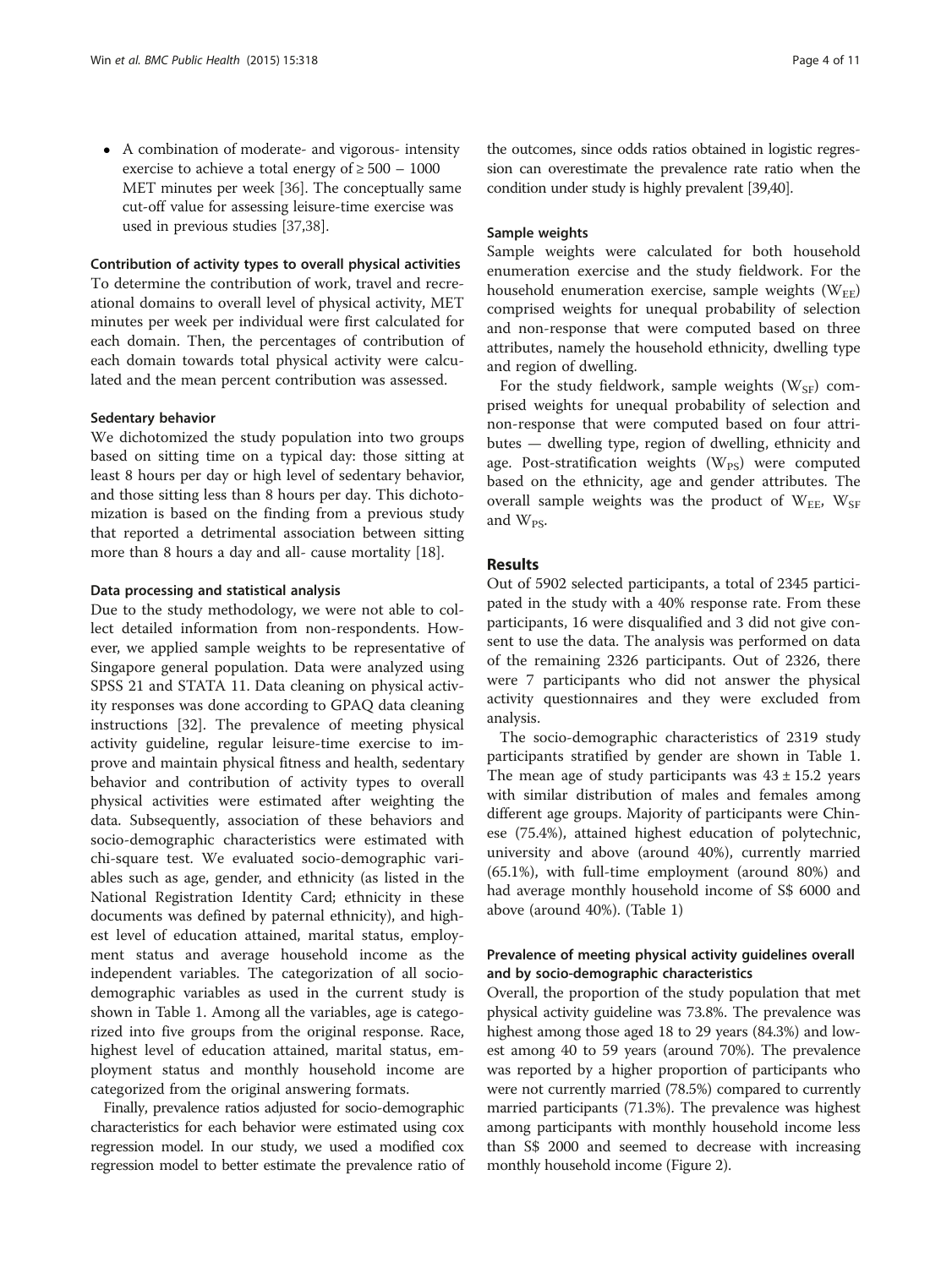- A combination of moderate- and vigorous- intensity exercise to achieve a total energy of ≥ 500 – 1000 MET minutes per week [36]. The conceptually same cut-off value for assessing leisure-time exercise was used in previous studies [37,38].

#### Contribution of activity types to overall physical activities

To determine the contribution of work, travel and recreational domains to overall level of physical activity, MET minutes per week per individual were first calculated for each domain. Then, the percentages of contribution of each domain towards total physical activity were calculated and the mean percent contribution was assessed.

#### Sedentary behavior

We dichotomized the study population into two groups based on sitting time on a typical day: those sitting at least 8 hours per day or high level of sedentary behavior, and those sitting less than 8 hours per day. This dichotomization is based on the finding from a previous study that reported a detrimental association between sitting more than 8 hours a day and all- cause mortality [18].

#### Data processing and statistical analysis

Due to the study methodology, we were not able to collect detailed information from non-respondents. However, we applied sample weights to be representative of Singapore general population. Data were analyzed using SPSS 21 and STATA 11. Data cleaning on physical activity responses was done according to GPAQ data cleaning instructions [32]. The prevalence of meeting physical activity guideline, regular leisure-time exercise to improve and maintain physical fitness and health, sedentary behavior and contribution of activity types to overall physical activities were estimated after weighting the data. Subsequently, association of these behaviors and socio-demographic characteristics were estimated with chi-square test. We evaluated socio-demographic variables such as age, gender, and ethnicity (as listed in the National Registration Identity Card; ethnicity in these documents was defined by paternal ethnicity), and highest level of education attained, marital status, employment status and average household income as the independent variables. The categorization of all socio-demographic variables as used in the current study is shown in Table 1. Among all the variables, age is categorized into five groups from the original response. Race, highest level of education attained, marital status, employment status and monthly household income are categorized from the original answering formats.

Finally, prevalence ratios adjusted for socio-demographic characteristics for each behavior were estimated using cox regression model. In our study, we used a modified cox regression model to better estimate the prevalence ratio of the outcomes, since odds ratios obtained in logistic regression can overestimate the prevalence rate ratio when the condition under study is highly prevalent [39,40].

#### Sample weights

Sample weights were calculated for both household enumeration exercise and the study fieldwork. For the household enumeration exercise, sample weights ($W_{EE}$) comprised weights for unequal probability of selection and non-response that were computed based on three attributes, namely the household ethnicity, dwelling type and region of dwelling.

For the study fieldwork, sample weights ($W_{SF}$) comprised weights for unequal probability of selection and non-response that were computed based on four attributes — dwelling type, region of dwelling, ethnicity and age. Post-stratification weights ($W_{PS}$) were computed based on the ethnicity, age and gender attributes. The overall sample weights was the product of $W_{EE}$, $W_{SF}$ and $W_{PS}$.

## Results

Out of 5902 selected participants, a total of 2345 participated in the study with a 40% response rate. From these participants, 16 were disqualified and 3 did not give consent to use the data. The analysis was performed on data of the remaining 2326 participants. Out of 2326, there were 7 participants who did not answer the physical activity questionnaires and they were excluded from analysis.

The socio-demographic characteristics of 2319 study participants stratified by gender are shown in Table 1. The mean age of study participants was 43 ± 15.2 years with similar distribution of males and females among different age groups. Majority of participants were Chinese (75.4%), attained highest education of polytechnic, university and above (around 40%), currently married (65.1%), with full-time employment (around 80%) and had average monthly household income of S$ 6000 and above (around 40%). (Table 1)

#### Prevalence of meeting physical activity guidelines overall and by socio-demographic characteristics

Overall, the proportion of the study population that met physical activity guideline was 73.8%. The prevalence was highest among those aged 18 to 29 years (84.3%) and lowest among 40 to 59 years (around 70%). The prevalence was reported by a higher proportion of participants who were not currently married (78.5%) compared to currently married participants (71.3%). The prevalence was highest among participants with monthly household income less than S$ 2000 and seemed to decrease with increasing monthly household income (Figure 2).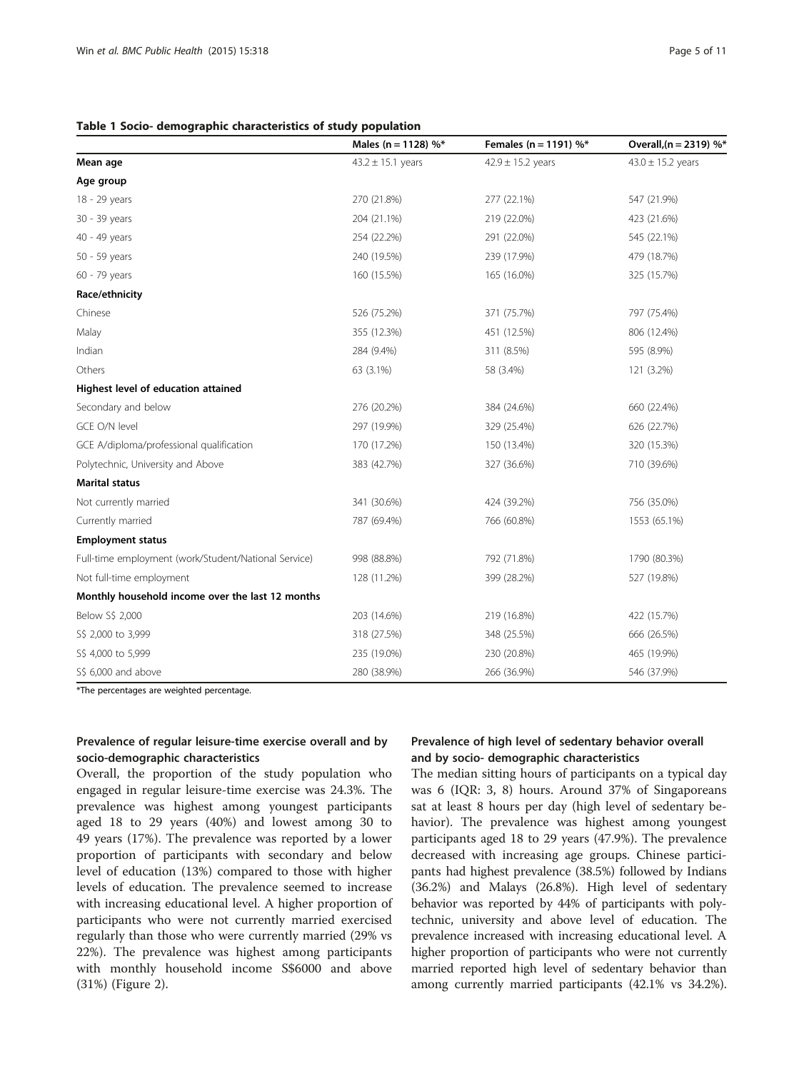**Table 1 Socio- demographic characteristics of study population**

| | Males (n = 1128) %* | Females (n = 1191) %* | Overall,(n = 2319) %* |
|---|---|---|---|
| **Mean age** | 43.2 ± 15.1 years | 42.9 ± 15.2 years | 43.0 ± 15.2 years |
| **Age group** | | | |
| 18 - 29 years | 270 (21.8%) | 277 (22.1%) | 547 (21.9%) |
| 30 - 39 years | 204 (21.1%) | 219 (22.0%) | 423 (21.6%) |
| 40 - 49 years | 254 (22.2%) | 291 (22.0%) | 545 (22.1%) |
| 50 - 59 years | 240 (19.5%) | 239 (17.9%) | 479 (18.7%) |
| 60 - 79 years | 160 (15.5%) | 165 (16.0%) | 325 (15.7%) |
| **Race/ethnicity** | | | |
| Chinese | 526 (75.2%) | 371 (75.7%) | 797 (75.4%) |
| Malay | 355 (12.3%) | 451 (12.5%) | 806 (12.4%) |
| Indian | 284 (9.4%) | 311 (8.5%) | 595 (8.9%) |
| Others | 63 (3.1%) | 58 (3.4%) | 121 (3.2%) |
| **Highest level of education attained** | | | |
| Secondary and below | 276 (20.2%) | 384 (24.6%) | 660 (22.4%) |
| GCE O/N level | 297 (19.9%) | 329 (25.4%) | 626 (22.7%) |
| GCE A/diploma/professional qualification | 170 (17.2%) | 150 (13.4%) | 320 (15.3%) |
| Polytechnic, University and Above | 383 (42.7%) | 327 (36.6%) | 710 (39.6%) |
| **Marital status** | | | |
| Not currently married | 341 (30.6%) | 424 (39.2%) | 756 (35.0%) |
| Currently married | 787 (69.4%) | 766 (60.8%) | 1553 (65.1%) |
| **Employment status** | | | |
| Full-time employment (work/Student/National Service) | 998 (88.8%) | 792 (71.8%) | 1790 (80.3%) |
| Not full-time employment | 128 (11.2%) | 399 (28.2%) | 527 (19.8%) |
| **Monthly household income over the last 12 months** | | | |
| Below S$ 2,000 | 203 (14.6%) | 219 (16.8%) | 422 (15.7%) |
| S$ 2,000 to 3,999 | 318 (27.5%) | 348 (25.5%) | 666 (26.5%) |
| S$ 4,000 to 5,999 | 235 (19.0%) | 230 (20.8%) | 465 (19.9%) |
| S$ 6,000 and above | 280 (38.9%) | 266 (36.9%) | 546 (37.9%) |

*The percentages are weighted percentage.

### Prevalence of regular leisure-time exercise overall and by socio-demographic characteristics

Overall, the proportion of the study population who engaged in regular leisure-time exercise was 24.3%. The prevalence was highest among youngest participants aged 18 to 29 years (40%) and lowest among 30 to 49 years (17%). The prevalence was reported by a lower proportion of participants with secondary and below level of education (13%) compared to those with higher levels of education. The prevalence seemed to increase with increasing educational level. A higher proportion of participants who were not currently married exercised regularly than those who were currently married (29% vs 22%). The prevalence was highest among participants with monthly household income S$6000 and above (31%) (Figure 2).

### Prevalence of high level of sedentary behavior overall and by socio- demographic characteristics

The median sitting hours of participants on a typical day was 6 (IQR: 3, 8) hours. Around 37% of Singaporeans sat at least 8 hours per day (high level of sedentary behavior). The prevalence was highest among youngest participants aged 18 to 29 years (47.9%). The prevalence decreased with increasing age groups. Chinese participants had highest prevalence (38.5%) followed by Indians (36.2%) and Malays (26.8%). High level of sedentary behavior was reported by 44% of participants with polytechnic, university and above level of education. The prevalence increased with increasing educational level. A higher proportion of participants who were not currently married reported high level of sedentary behavior than among currently married participants (42.1% vs 34.2%).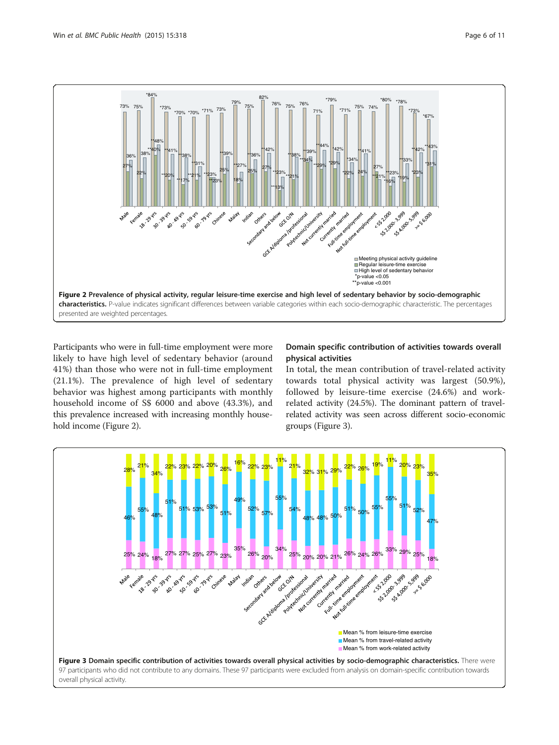Figure 2 Prevalence of physical activity, regular leisure-time exercise and high level of sedentary behavior by socio-demographic characteristics. P-value indicates significant differences between variable categories within each socio-demographic characteristic. The percentages presented are weighted percentages.

Participants who were in full-time employment were more likely to have high level of sedentary behavior (around 41%) than those who were not in full-time employment (21.1%). The prevalence of high level of sedentary behavior was highest among participants with monthly household income of S$ 6000 and above (43.3%), and this prevalence increased with increasing monthly household income (Figure 2).

## Domain specific contribution of activities towards overall physical activities

In total, the mean contribution of travel-related activity towards total physical activity was largest (50.9%), followed by leisure-time exercise (24.6%) and work-related activity (24.5%). The dominant pattern of travel-related activity was seen across different socio-economic groups (Figure 3).

Figure 3 Domain specific contribution of activities towards overall physical activities by socio-demographic characteristics. There were 97 participants who did not contribute to any domains. These 97 participants were excluded from analysis on domain-specific contribution towards overall physical activity.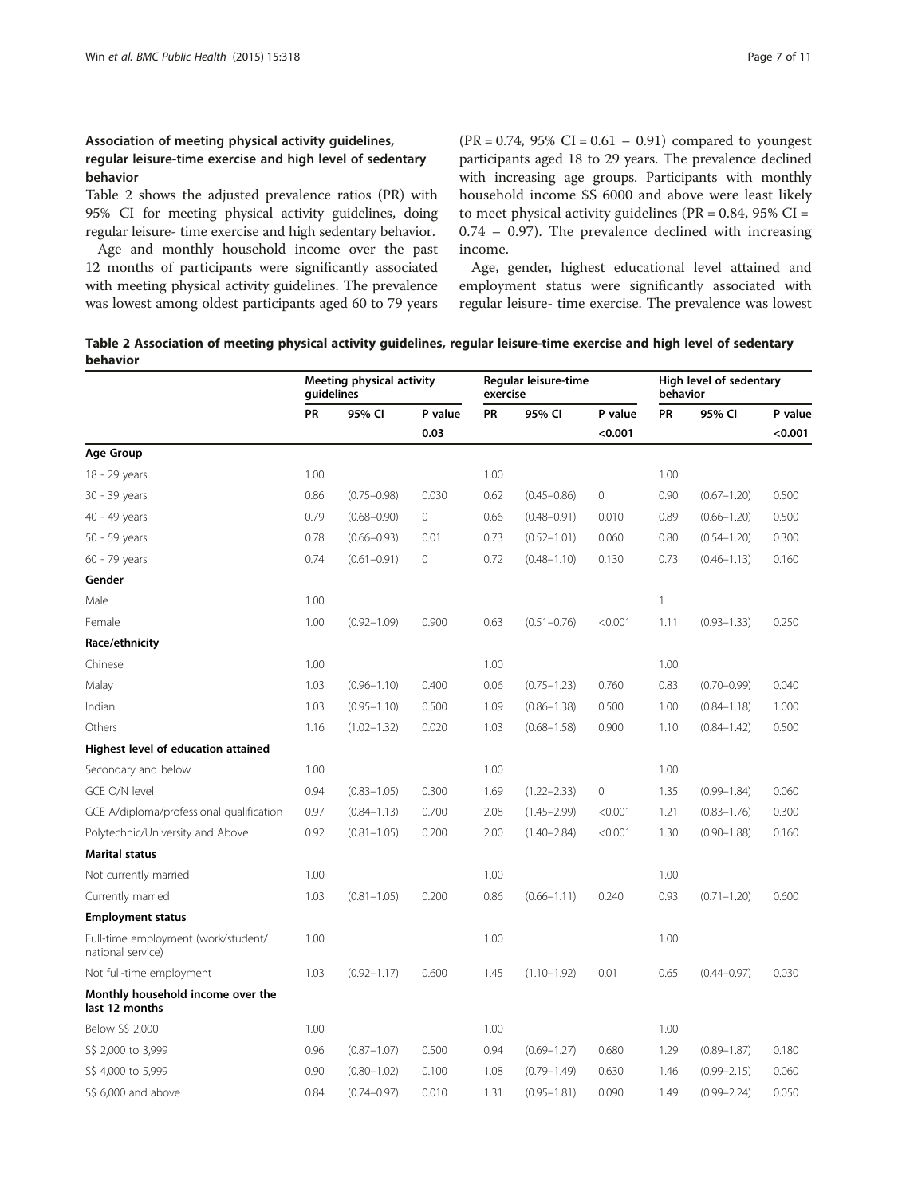### Association of meeting physical activity guidelines, regular leisure-time exercise and high level of sedentary behavior

Table 2 shows the adjusted prevalence ratios (PR) with 95% CI for meeting physical activity guidelines, doing regular leisure- time exercise and high sedentary behavior.

Age and monthly household income over the past 12 months of participants were significantly associated with meeting physical activity guidelines. The prevalence was lowest among oldest participants aged 60 to 79 years (PR = 0.74, 95% CI = 0.61 – 0.91) compared to youngest participants aged 18 to 29 years. The prevalence declined with increasing age groups. Participants with monthly household income $S 6000 and above were least likely to meet physical activity guidelines (PR = 0.84, 95% CI = 0.74 – 0.97). The prevalence declined with increasing income.

Age, gender, highest educational level attained and employment status were significantly associated with regular leisure- time exercise. The prevalence was lowest

**Table 2 Association of meeting physical activity guidelines, regular leisure-time exercise and high level of sedentary behavior**

| | Meeting physical activity guidelines | | | Regular leisure-time exercise | | | High level of sedentary behavior | | |
|---|---|---|---|---|---|---|---|---|---|
| | PR | 95% CI | P value | PR | 95% CI | P value | PR | 95% CI | P value |
| | | | 0.03 | | | <0.001 | | | <0.001 |
| **Age Group** | | | | | | | | | |
| 18 - 29 years | 1.00 | | | 1.00 | | | 1.00 | | |
| 30 - 39 years | 0.86 | (0.75–0.98) | 0.030 | 0.62 | (0.45–0.86) | 0 | 0.90 | (0.67–1.20) | 0.500 |
| 40 - 49 years | 0.79 | (0.68–0.90) | 0 | 0.66 | (0.48–0.91) | 0.010 | 0.89 | (0.66–1.20) | 0.500 |
| 50 - 59 years | 0.78 | (0.66–0.93) | 0.01 | 0.73 | (0.52–1.01) | 0.060 | 0.80 | (0.54–1.20) | 0.300 |
| 60 - 79 years | 0.74 | (0.61–0.91) | 0 | 0.72 | (0.48–1.10) | 0.130 | 0.73 | (0.46–1.13) | 0.160 |
| **Gender** | | | | | | | | | |
| Male | 1.00 | | | | | | 1 | | |
| Female | 1.00 | (0.92–1.09) | 0.900 | 0.63 | (0.51–0.76) | <0.001 | 1.11 | (0.93–1.33) | 0.250 |
| **Race/ethnicity** | | | | | | | | | |
| Chinese | 1.00 | | | 1.00 | | | 1.00 | | |
| Malay | 1.03 | (0.96–1.10) | 0.400 | 0.06 | (0.75–1.23) | 0.760 | 0.83 | (0.70–0.99) | 0.040 |
| Indian | 1.03 | (0.95–1.10) | 0.500 | 1.09 | (0.86–1.38) | 0.500 | 1.00 | (0.84–1.18) | 1.000 |
| Others | 1.16 | (1.02–1.32) | 0.020 | 1.03 | (0.68–1.58) | 0.900 | 1.10 | (0.84–1.42) | 0.500 |
| **Highest level of education attained** | | | | | | | | | |
| Secondary and below | 1.00 | | | 1.00 | | | 1.00 | | |
| GCE O/N level | 0.94 | (0.83–1.05) | 0.300 | 1.69 | (1.22–2.33) | 0 | 1.35 | (0.99–1.84) | 0.060 |
| GCE A/diploma/professional qualification | 0.97 | (0.84–1.13) | 0.700 | 2.08 | (1.45–2.99) | <0.001 | 1.21 | (0.83–1.76) | 0.300 |
| Polytechnic/University and Above | 0.92 | (0.81–1.05) | 0.200 | 2.00 | (1.40–2.84) | <0.001 | 1.30 | (0.90–1.88) | 0.160 |
| **Marital status** | | | | | | | | | |
| Not currently married | 1.00 | | | 1.00 | | | 1.00 | | |
| Currently married | 1.03 | (0.81–1.05) | 0.200 | 0.86 | (0.66–1.11) | 0.240 | 0.93 | (0.71–1.20) | 0.600 |
| **Employment status** | | | | | | | | | |
| Full-time employment (work/student/ national service) | 1.00 | | | 1.00 | | | 1.00 | | |
| Not full-time employment | 1.03 | (0.92–1.17) | 0.600 | 1.45 | (1.10–1.92) | 0.01 | 0.65 | (0.44–0.97) | 0.030 |
| **Monthly household income over the last 12 months** | | | | | | | | | |
| Below S$ 2,000 | 1.00 | | | 1.00 | | | 1.00 | | |
| S$ 2,000 to 3,999 | 0.96 | (0.87–1.07) | 0.500 | 0.94 | (0.69–1.27) | 0.680 | 1.29 | (0.89–1.87) | 0.180 |
| S$ 4,000 to 5,999 | 0.90 | (0.80–1.02) | 0.100 | 1.08 | (0.79–1.49) | 0.630 | 1.46 | (0.99–2.15) | 0.060 |
| S$ 6,000 and above | 0.84 | (0.74–0.97) | 0.010 | 1.31 | (0.95–1.81) | 0.090 | 1.49 | (0.99–2.24) | 0.050 |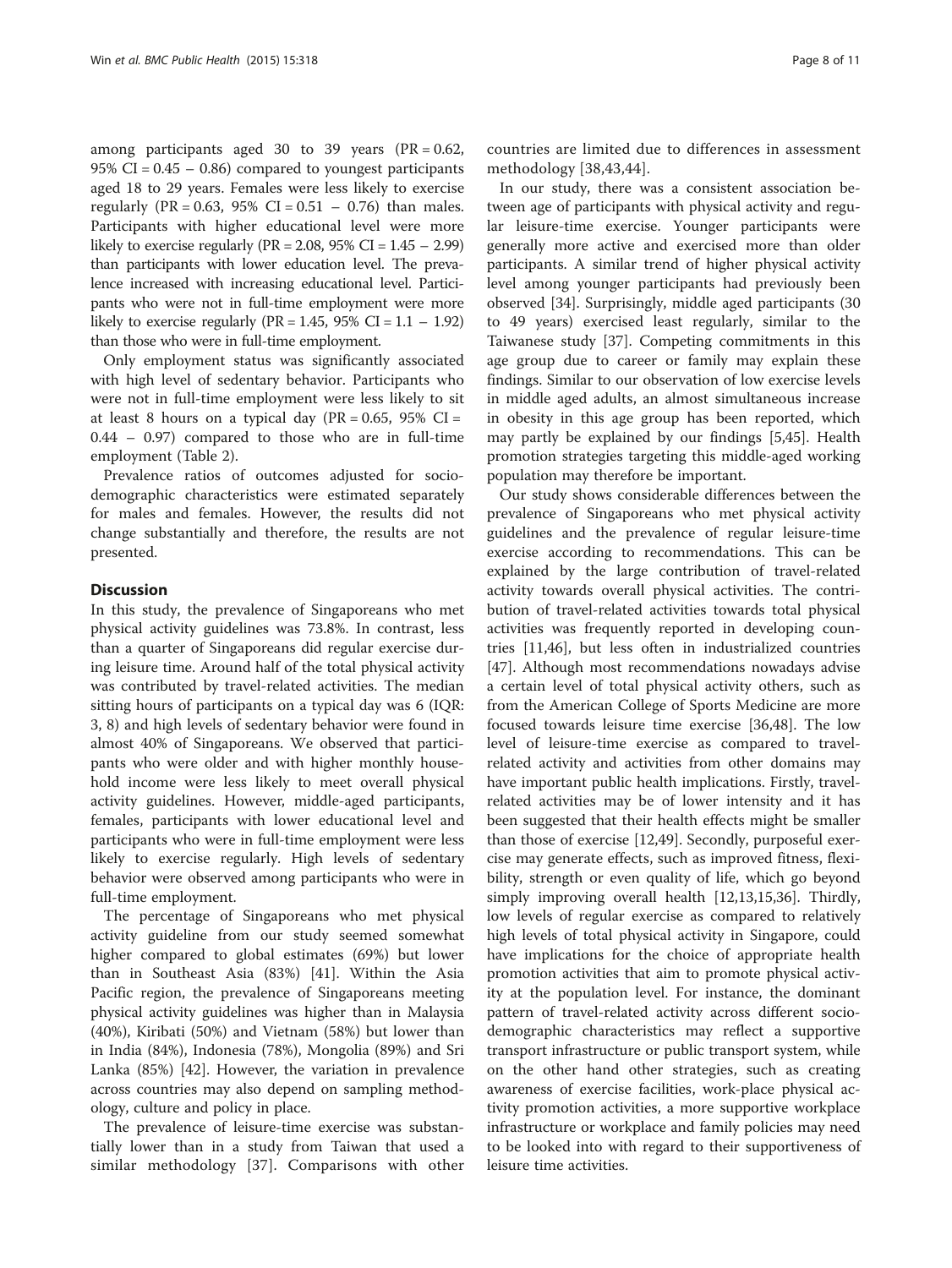among participants aged 30 to 39 years (PR = 0.62, 95% CI = 0.45 – 0.86) compared to youngest participants aged 18 to 29 years. Females were less likely to exercise regularly (PR = 0.63, 95% CI = 0.51 – 0.76) than males. Participants with higher educational level were more likely to exercise regularly (PR = 2.08, 95% CI = 1.45 – 2.99) than participants with lower education level. The prevalence increased with increasing educational level. Participants who were not in full-time employment were more likely to exercise regularly (PR = 1.45, 95% CI = 1.1 – 1.92) than those who were in full-time employment.

Only employment status was significantly associated with high level of sedentary behavior. Participants who were not in full-time employment were less likely to sit at least 8 hours on a typical day (PR = 0.65, 95% CI = 0.44 – 0.97) compared to those who are in full-time employment (Table 2).

Prevalence ratios of outcomes adjusted for sociodemographic characteristics were estimated separately for males and females. However, the results did not change substantially and therefore, the results are not presented.

## Discussion

In this study, the prevalence of Singaporeans who met physical activity guidelines was 73.8%. In contrast, less than a quarter of Singaporeans did regular exercise during leisure time. Around half of the total physical activity was contributed by travel-related activities. The median sitting hours of participants on a typical day was 6 (IQR: 3, 8) and high levels of sedentary behavior were found in almost 40% of Singaporeans. We observed that participants who were older and with higher monthly household income were less likely to meet overall physical activity guidelines. However, middle-aged participants, females, participants with lower educational level and participants who were in full-time employment were less likely to exercise regularly. High levels of sedentary behavior were observed among participants who were in full-time employment.

The percentage of Singaporeans who met physical activity guideline from our study seemed somewhat higher compared to global estimates (69%) but lower than in Southeast Asia (83%) [41]. Within the Asia Pacific region, the prevalence of Singaporeans meeting physical activity guidelines was higher than in Malaysia (40%), Kiribati (50%) and Vietnam (58%) but lower than in India (84%), Indonesia (78%), Mongolia (89%) and Sri Lanka (85%) [42]. However, the variation in prevalence across countries may also depend on sampling methodology, culture and policy in place.

The prevalence of leisure-time exercise was substantially lower than in a study from Taiwan that used a similar methodology [37]. Comparisons with other countries are limited due to differences in assessment methodology [38,43,44].

In our study, there was a consistent association between age of participants with physical activity and regular leisure-time exercise. Younger participants were generally more active and exercised more than older participants. A similar trend of higher physical activity level among younger participants had previously been observed [34]. Surprisingly, middle aged participants (30 to 49 years) exercised least regularly, similar to the Taiwanese study [37]. Competing commitments in this age group due to career or family may explain these findings. Similar to our observation of low exercise levels in middle aged adults, an almost simultaneous increase in obesity in this age group has been reported, which may partly be explained by our findings [5,45]. Health promotion strategies targeting this middle-aged working population may therefore be important.

Our study shows considerable differences between the prevalence of Singaporeans who met physical activity guidelines and the prevalence of regular leisure-time exercise according to recommendations. This can be explained by the large contribution of travel-related activity towards overall physical activities. The contribution of travel-related activities towards total physical activities was frequently reported in developing countries [11,46], but less often in industrialized countries [47]. Although most recommendations nowadays advise a certain level of total physical activity others, such as from the American College of Sports Medicine are more focused towards leisure time exercise [36,48]. The low level of leisure-time exercise as compared to travel-related activity and activities from other domains may have important public health implications. Firstly, travel-related activities may be of lower intensity and it has been suggested that their health effects might be smaller than those of exercise [12,49]. Secondly, purposeful exercise may generate effects, such as improved fitness, flexibility, strength or even quality of life, which go beyond simply improving overall health [12,13,15,36]. Thirdly, low levels of regular exercise as compared to relatively high levels of total physical activity in Singapore, could have implications for the choice of appropriate health promotion activities that aim to promote physical activity at the population level. For instance, the dominant pattern of travel-related activity across different sociodemographic characteristics may reflect a supportive transport infrastructure or public transport system, while on the other hand other strategies, such as creating awareness of exercise facilities, work-place physical activity promotion activities, a more supportive workplace infrastructure or workplace and family policies may need to be looked into with regard to their supportiveness of leisure time activities.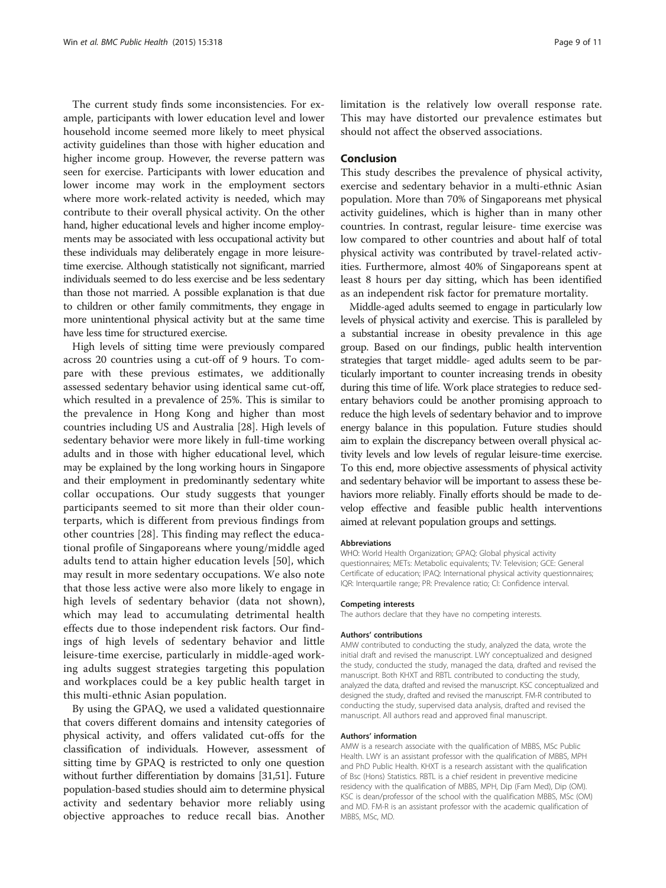The current study finds some inconsistencies. For example, participants with lower education level and lower household income seemed more likely to meet physical activity guidelines than those with higher education and higher income group. However, the reverse pattern was seen for exercise. Participants with lower education and lower income may work in the employment sectors where more work-related activity is needed, which may contribute to their overall physical activity. On the other hand, higher educational levels and higher income employments may be associated with less occupational activity but these individuals may deliberately engage in more leisure-time exercise. Although statistically not significant, married individuals seemed to do less exercise and be less sedentary than those not married. A possible explanation is that due to children or other family commitments, they engage in more unintentional physical activity but at the same time have less time for structured exercise.

High levels of sitting time were previously compared across 20 countries using a cut-off of 9 hours. To compare with these previous estimates, we additionally assessed sedentary behavior using identical same cut-off, which resulted in a prevalence of 25%. This is similar to the prevalence in Hong Kong and higher than most countries including US and Australia [28]. High levels of sedentary behavior were more likely in full-time working adults and in those with higher educational level, which may be explained by the long working hours in Singapore and their employment in predominantly sedentary white collar occupations. Our study suggests that younger participants seemed to sit more than their older counterparts, which is different from previous findings from other countries [28]. This finding may reflect the educational profile of Singaporeans where young/middle aged adults tend to attain higher education levels [50], which may result in more sedentary occupations. We also note that those less active were also more likely to engage in high levels of sedentary behavior (data not shown), which may lead to accumulating detrimental health effects due to those independent risk factors. Our findings of high levels of sedentary behavior and little leisure-time exercise, particularly in middle-aged working adults suggest strategies targeting this population and workplaces could be a key public health target in this multi-ethnic Asian population.

By using the GPAQ, we used a validated questionnaire that covers different domains and intensity categories of physical activity, and offers validated cut-offs for the classification of individuals. However, assessment of sitting time by GPAQ is restricted to only one question without further differentiation by domains [31,51]. Future population-based studies should aim to determine physical activity and sedentary behavior more reliably using objective approaches to reduce recall bias. Another limitation is the relatively low overall response rate. This may have distorted our prevalence estimates but should not affect the observed associations.

## Conclusion

This study describes the prevalence of physical activity, exercise and sedentary behavior in a multi-ethnic Asian population. More than 70% of Singaporeans met physical activity guidelines, which is higher than in many other countries. In contrast, regular leisure- time exercise was low compared to other countries and about half of total physical activity was contributed by travel-related activities. Furthermore, almost 40% of Singaporeans spent at least 8 hours per day sitting, which has been identified as an independent risk factor for premature mortality.

Middle-aged adults seemed to engage in particularly low levels of physical activity and exercise. This is paralleled by a substantial increase in obesity prevalence in this age group. Based on our findings, public health intervention strategies that target middle- aged adults seem to be particularly important to counter increasing trends in obesity during this time of life. Work place strategies to reduce sedentary behaviors could be another promising approach to reduce the high levels of sedentary behavior and to improve energy balance in this population. Future studies should aim to explain the discrepancy between overall physical activity levels and low levels of regular leisure-time exercise. To this end, more objective assessments of physical activity and sedentary behavior will be important to assess these behaviors more reliably. Finally efforts should be made to develop effective and feasible public health interventions aimed at relevant population groups and settings.

#### Abbreviations

WHO: World Health Organization; GPAQ: Global physical activity questionnaires; METs: Metabolic equivalents; TV: Television; GCE: General Certificate of education; IPAQ: International physical activity questionnaires; IQR: Interquartile range; PR: Prevalence ratio; CI: Confidence interval.

#### Competing interests

The authors declare that they have no competing interests.

#### Authors' contributions

AMW contributed to conducting the study, analyzed the data, wrote the initial draft and revised the manuscript. LWY conceptualized and designed the study, conducted the study, managed the data, drafted and revised the manuscript. Both KHXT and RBTL contributed to conducting the study, analyzed the data, drafted and revised the manuscript. KSC conceptualized and designed the study, drafted and revised the manuscript. FM-R contributed to conducting the study, supervised data analysis, drafted and revised the manuscript. All authors read and approved final manuscript.

#### Authors' information

AMW is a research associate with the qualification of MBBS, MSc Public Health. LWY is an assistant professor with the qualification of MBBS, MPH and PhD Public Health. KHXT is a research assistant with the qualification of Bsc (Hons) Statistics. RBTL is a chief resident in preventive medicine residency with the qualification of MBBS, MPH, Dip (Fam Med), Dip (OM). KSC is dean/professor of the school with the qualification MBBS, MSc (OM) and MD. FM-R is an assistant professor with the academic qualification of MBBS, MSc, MD.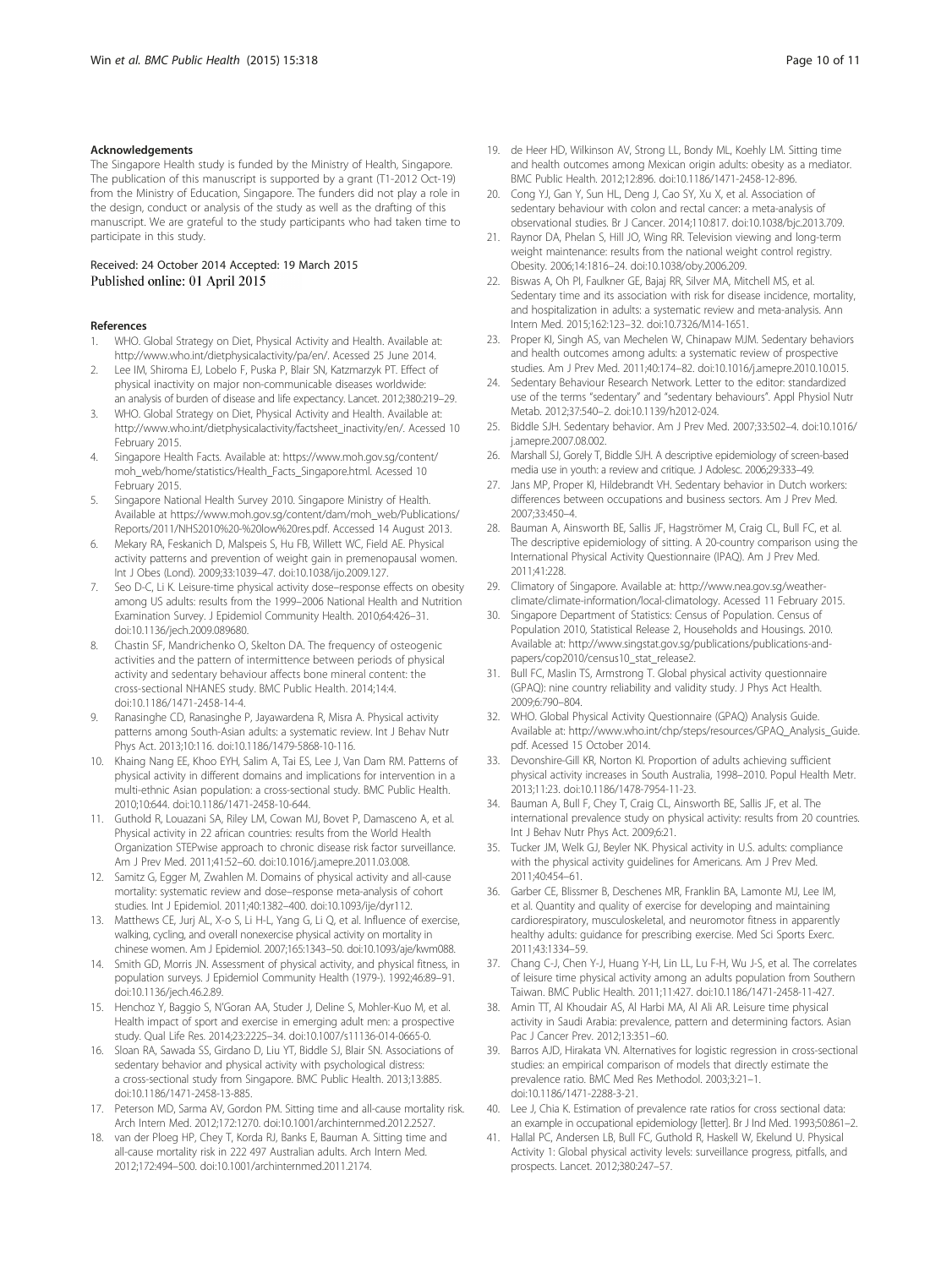#### Acknowledgements

The Singapore Health study is funded by the Ministry of Health, Singapore. The publication of this manuscript is supported by a grant (T1-2012 Oct-19) from the Ministry of Education, Singapore. The funders did not play a role in the design, conduct or analysis of the study as well as the drafting of this manuscript. We are grateful to the study participants who had taken time to participate in this study.

Received: 24 October 2014 Accepted: 19 March 2015
Published online: 01 April 2015

#### References

1. WHO. Global Strategy on Diet, Physical Activity and Health. Available at: http://www.who.int/dietphysicalactivity/pa/en/. Acessed 25 June 2014.
2. Lee IM, Shiroma EJ, Lobelo F, Puska P, Blair SN, Katzmarzyk PT. Effect of physical inactivity on major non-communicable diseases worldwide: an analysis of burden of disease and life expectancy. Lancet. 2012;380:219–29.
3. WHO. Global Strategy on Diet, Physical Activity and Health. Available at: http://www.who.int/dietphysicalactivity/factsheet_inactivity/en/. Acessed 10 February 2015.
4. Singapore Health Facts. Available at: https://www.moh.gov.sg/content/moh_web/home/statistics/Health_Facts_Singapore.html. Acessed 10 February 2015.
5. Singapore National Health Survey 2010. Singapore Ministry of Health. Available at https://www.moh.gov.sg/content/dam/moh_web/Publications/Reports/2011/NHS2010%20-%20low%20res.pdf. Accessed 14 August 2013.
6. Mekary RA, Feskanich D, Malspeis S, Hu FB, Willett WC, Field AE. Physical activity patterns and prevention of weight gain in premenopausal women. Int J Obes (Lond). 2009;33:1039–47. doi:10.1038/ijo.2009.127.
7. Seo D-C, Li K. Leisure-time physical activity dose–response effects on obesity among US adults: results from the 1999–2006 National Health and Nutrition Examination Survey. J Epidemiol Community Health. 2010;64:426–31. doi:10.1136/jech.2009.089680.
8. Chastin SF, Mandrichenko O, Skelton DA. The frequency of osteogenic activities and the pattern of intermittence between periods of physical activity and sedentary behaviour affects bone mineral content: the cross-sectional NHANES study. BMC Public Health. 2014;14:4. doi:10.1186/1471-2458-14-4.
9. Ranasinghe CD, Ranasinghe P, Jayawardena R, Misra A. Physical activity patterns among South-Asian adults: a systematic review. Int J Behav Nutr Phys Act. 2013;10:116. doi:10.1186/1479-5868-10-116.
10. Khaing Nang EE, Khoo EYH, Salim A, Tai ES, Lee J, Van Dam RM. Patterns of physical activity in different domains and implications for intervention in a multi-ethnic Asian population: a cross-sectional study. BMC Public Health. 2010;10:644. doi:10.1186/1471-2458-10-644.
11. Guthold R, Louazani SA, Riley LM, Cowan MJ, Bovet P, Damasceno A, et al. Physical activity in 22 african countries: results from the World Health Organization STEPwise approach to chronic disease risk factor surveillance. Am J Prev Med. 2011;41:52–60. doi:10.1016/j.amepre.2011.03.008.
12. Samitz G, Egger M, Zwahlen M. Domains of physical activity and all-cause mortality: systematic review and dose–response meta-analysis of cohort studies. Int J Epidemiol. 2011;40:1382–400. doi:10.1093/ije/dyr112.
13. Matthews CE, Jurj AL, X-o S, Li H-L, Yang G, Li Q, et al. Influence of exercise, walking, cycling, and overall nonexercise physical activity on mortality in chinese women. Am J Epidemiol. 2007;165:1343–50. doi:10.1093/aje/kwm088.
14. Smith GD, Morris JN. Assessment of physical activity, and physical fitness, in population surveys. J Epidemiol Community Health (1979-). 1992;46:89–91. doi:10.1136/jech.46.2.89.
15. Henchoz Y, Baggio S, N'Goran AA, Studer J, Deline S, Mohler-Kuo M, et al. Health impact of sport and exercise in emerging adult men: a prospective study. Qual Life Res. 2014;23:2225–34. doi:10.1007/s11136-014-0665-0.
16. Sloan RA, Sawada SS, Girdano D, Liu YT, Biddle SJ, Blair SN. Associations of sedentary behavior and physical activity with psychological distress: a cross-sectional study from Singapore. BMC Public Health. 2013;13:885. doi:10.1186/1471-2458-13-885.
17. Peterson MD, Sarma AV, Gordon PM. Sitting time and all-cause mortality risk. Arch Intern Med. 2012;172:1270. doi:10.1001/archinternmed.2012.2527.
18. van der Ploeg HP, Chey T, Korda RJ, Banks E, Bauman A. Sitting time and all-cause mortality risk in 222 497 Australian adults. Arch Intern Med. 2012;172:494–500. doi:10.1001/archinternmed.2011.2174.
19. de Heer HD, Wilkinson AV, Strong LL, Bondy ML, Koehly LM. Sitting time and health outcomes among Mexican origin adults: obesity as a mediator. BMC Public Health. 2012;12:896. doi:10.1186/1471-2458-12-896.
20. Cong YJ, Gan Y, Sun HL, Deng J, Cao SY, Xu X, et al. Association of sedentary behaviour with colon and rectal cancer: a meta-analysis of observational studies. Br J Cancer. 2014;110:817. doi:10.1038/bjc.2013.709.
21. Raynor DA, Phelan S, Hill JO, Wing RR. Television viewing and long-term weight maintenance: results from the national weight control registry. Obesity. 2006;14:1816–24. doi:10.1038/oby.2006.209.
22. Biswas A, Oh PI, Faulkner GE, Bajaj RR, Silver MA, Mitchell MS, et al. Sedentary time and its association with risk for disease incidence, mortality, and hospitalization in adults: a systematic review and meta-analysis. Ann Intern Med. 2015;162:123–32. doi:10.7326/M14-1651.
23. Proper KI, Singh AS, van Mechelen W, Chinapaw MJM. Sedentary behaviors and health outcomes among adults: a systematic review of prospective studies. Am J Prev Med. 2011;40:174–82. doi:10.1016/j.amepre.2010.10.015.
24. Sedentary Behaviour Research Network. Letter to the editor: standardized use of the terms "sedentary" and "sedentary behaviours". Appl Physiol Nutr Metab. 2012;37:540–2. doi:10.1139/h2012-024.
25. Biddle SJH. Sedentary behavior. Am J Prev Med. 2007;33:502–4. doi:10.1016/j.amepre.2007.08.002.
26. Marshall SJ, Gorely T, Biddle SJH. A descriptive epidemiology of screen-based media use in youth: a review and critique. J Adolesc. 2006;29:333–49.
27. Jans MP, Proper KI, Hildebrandt VH. Sedentary behavior in Dutch workers: differences between occupations and business sectors. Am J Prev Med. 2007;33:450–4.
28. Bauman A, Ainsworth BE, Sallis JF, Hagströmer M, Craig CL, Bull FC, et al. The descriptive epidemiology of sitting. A 20-country comparison using the International Physical Activity Questionnaire (IPAQ). Am J Prev Med. 2011;41:228.
29. Climatory of Singapore. Available at: http://www.nea.gov.sg/weather-climate/climate-information/local-climatology. Acessed 11 February 2015.
30. Singapore Department of Statistics: Census of Population. Census of Population 2010, Statistical Release 2, Households and Housings. 2010. Available at: http://www.singstat.gov.sg/publications/publications-and-papers/cop2010/census10_stat_release2.
31. Bull FC, Maslin TS, Armstrong T. Global physical activity questionnaire (GPAQ): nine country reliability and validity study. J Phys Act Health. 2009;6:790–804.
32. WHO. Global Physical Activity Questionnaire (GPAQ) Analysis Guide. Available at: http://www.who.int/chp/steps/resources/GPAQ_Analysis_Guide.pdf. Acessed 15 October 2014.
33. Devonshire-Gill KR, Norton KI. Proportion of adults achieving sufficient physical activity increases in South Australia, 1998–2010. Popul Health Metr. 2013;11:23. doi:10.1186/1478-7954-11-23.
34. Bauman A, Bull F, Chey T, Craig CL, Ainsworth BE, Sallis JF, et al. The international prevalence study on physical activity: results from 20 countries. Int J Behav Nutr Phys Act. 2009;6:21.
35. Tucker JM, Welk GJ, Beyler NK. Physical activity in U.S. adults: compliance with the physical activity guidelines for Americans. Am J Prev Med. 2011;40:454–61.
36. Garber CE, Blissmer B, Deschenes MR, Franklin BA, Lamonte MJ, Lee IM, et al. Quantity and quality of exercise for developing and maintaining cardiorespiratory, musculoskeletal, and neuromotor fitness in apparently healthy adults: guidance for prescribing exercise. Med Sci Sports Exerc. 2011;43:1334–59.
37. Chang C-J, Chen Y-J, Huang Y-H, Lin LL, Lu F-H, Wu J-S, et al. The correlates of leisure time physical activity among an adults population from Southern Taiwan. BMC Public Health. 2011;11:427. doi:10.1186/1471-2458-11-427.
38. Amin TT, Al Khoudair AS, Al Harbi MA, Al Ali AR. Leisure time physical activity in Saudi Arabia: prevalence, pattern and determining factors. Asian Pac J Cancer Prev. 2012;13:351–60.
39. Barros AJD, Hirakata VN. Alternatives for logistic regression in cross-sectional studies: an empirical comparison of models that directly estimate the prevalence ratio. BMC Med Res Methodol. 2003;3:21–1. doi:10.1186/1471-2288-3-21.
40. Lee J, Chia K. Estimation of prevalence rate ratios for cross sectional data: an example in occupational epidemiology [letter]. Br J Ind Med. 1993;50:861–2.
41. Hallal PC, Andersen LB, Bull FC, Guthold R, Haskell W, Ekelund U. Physical Activity 1: Global physical activity levels: surveillance progress, pitfalls, and prospects. Lancet. 2012;380:247–57.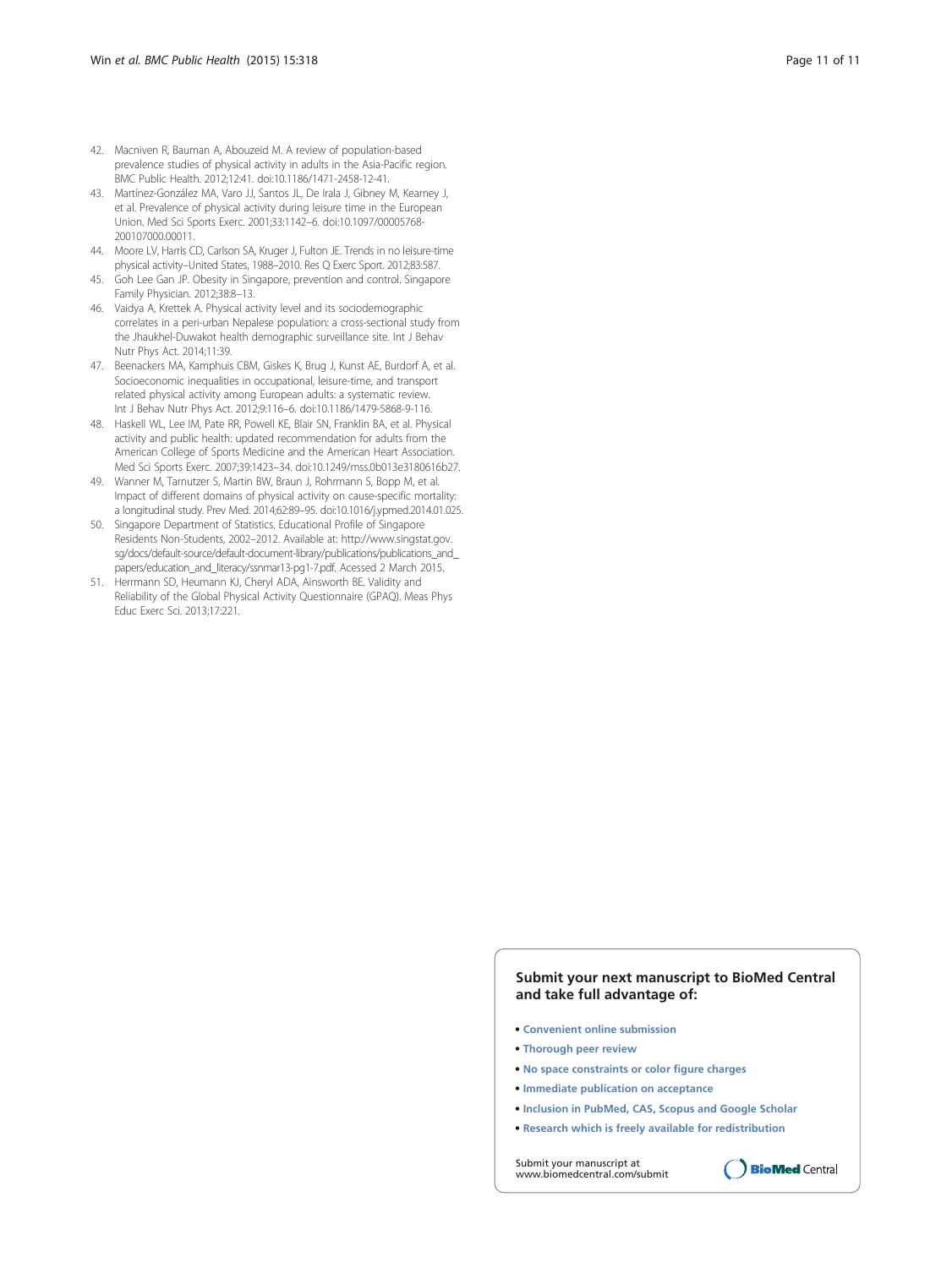42. Macniven R, Bauman A, Abouzeid M. A review of population-based prevalence studies of physical activity in adults in the Asia-Pacific region. BMC Public Health. 2012;12:41. doi:10.1186/1471-2458-12-41.
43. Martínez-González MA, Varo JJ, Santos JL, De Irala J, Gibney M, Kearney J, et al. Prevalence of physical activity during leisure time in the European Union. Med Sci Sports Exerc. 2001;33:1142–6. doi:10.1097/00005768-200107000.00011.
44. Moore LV, Harris CD, Carlson SA, Kruger J, Fulton JE. Trends in no leisure-time physical activity–United States, 1988–2010. Res Q Exerc Sport. 2012;83:587.
45. Goh Lee Gan JP. Obesity in Singapore, prevention and control. Singapore Family Physician. 2012;38:8–13.
46. Vaidya A, Krettek A. Physical activity level and its sociodemographic correlates in a peri-urban Nepalese population: a cross-sectional study from the Jhaukhel-Duwakot health demographic surveillance site. Int J Behav Nutr Phys Act. 2014;11:39.
47. Beenackers MA, Kamphuis CBM, Giskes K, Brug J, Kunst AE, Burdorf A, et al. Socioeconomic inequalities in occupational, leisure-time, and transport related physical activity among European adults: a systematic review. Int J Behav Nutr Phys Act. 2012;9:116–6. doi:10.1186/1479-5868-9-116.
48. Haskell WL, Lee IM, Pate RR, Powell KE, Blair SN, Franklin BA, et al. Physical activity and public health: updated recommendation for adults from the American College of Sports Medicine and the American Heart Association. Med Sci Sports Exerc. 2007;39:1423–34. doi:10.1249/mss.0b013e3180616b27.
49. Wanner M, Tarnutzer S, Martin BW, Braun J, Rohrmann S, Bopp M, et al. Impact of different domains of physical activity on cause-specific mortality: a longitudinal study. Prev Med. 2014;62:89–95. doi:10.1016/j.ypmed.2014.01.025.
50. Singapore Department of Statistics. Educational Profile of Singapore Residents Non-Students, 2002–2012. Available at: http://www.singstat.gov.sg/docs/default-source/default-document-library/publications/publications_and_papers/education_and_literacy/ssnmar13-pg1-7.pdf. Acessed 2 March 2015.
51. Herrmann SD, Heumann KJ, Cheryl ADA, Ainsworth BE. Validity and Reliability of the Global Physical Activity Questionnaire (GPAQ). Meas Phys Educ Exerc Sci. 2013;17:221.

**Submit your next manuscript to BioMed Central and take full advantage of:**

- **Convenient online submission**
- **Thorough peer review**
- **No space constraints or color figure charges**
- **Immediate publication on acceptance**
- **Inclusion in PubMed, CAS, Scopus and Google Scholar**
- **Research which is freely available for redistribution**

Submit your manuscript at
www.biomedcentral.com/submit

BioMed Central